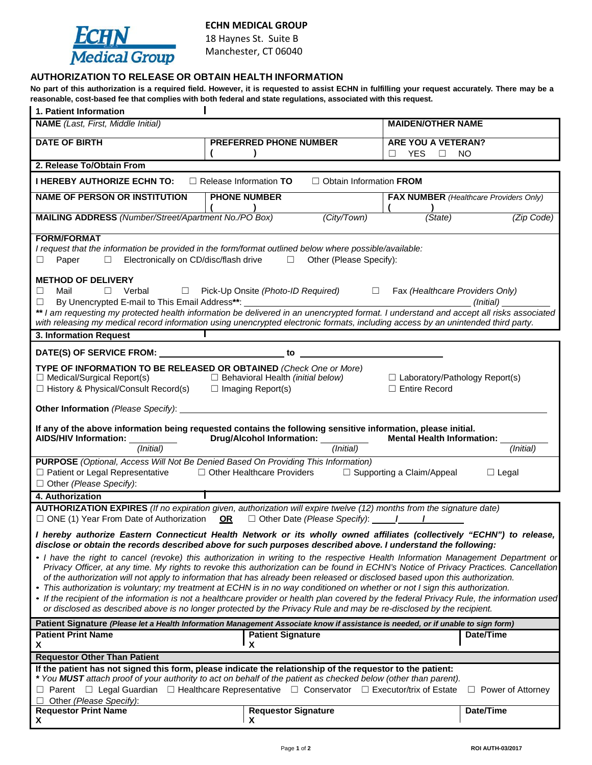**ECHN MEDICAL GROUP**
18 Haynes St. Suite B
Manchester, CT 06040

## AUTHORIZATION TO RELEASE OR OBTAIN HEALTH INFORMATION

**No part of this authorization is a required field. However, it is requested to assist ECHN in fulfilling your request accurately. There may be a reasonable, cost-based fee that complies with both federal and state regulations, associated with this request.**

### 1. Patient Information

| **NAME** *(Last, First, Middle Initial)* | | **MAIDEN/OTHER NAME** |
|---|---|---|
| **DATE OF BIRTH** | **PREFERRED PHONE NUMBER** ( ) | **ARE YOU A VETERAN?** ☐ YES ☐ NO |

### 2. Release To/Obtain From

**I HEREBY AUTHORIZE ECHN TO:** ☐ Release Information **TO** ☐ Obtain Information **FROM**

| **NAME OF PERSON OR INSTITUTION** | **PHONE NUMBER** ( ) | **FAX NUMBER** *(Healthcare Providers Only)* ( ) |
|---|---|---|
| **MAILING ADDRESS** *(Number/Street/Apartment No./PO Box)* *(City/Town)* | *(State)* | *(Zip Code)* |

**FORM/FORMAT**

*I request that the information be provided in the form/format outlined below where possible/available:*

☐ Paper ☐ Electronically on CD/disc/flash drive ☐ Other (Please Specify):

**METHOD OF DELIVERY**

☐ Mail ☐ Verbal ☐ Pick-Up Onsite *(Photo-ID Required)* ☐ Fax *(Healthcare Providers Only)*

☐ By Unencrypted E-mail to This Email Address**: ______________________ *(Initial)* ________

*** I am requesting my protected health information be delivered in an unencrypted format. I understand and accept all risks associated with releasing my medical record information using unencrypted electronic formats, including access by an unintended third party.*

### 3. Information Request

**DATE(S) OF SERVICE FROM:** ______________ **to** ______________

**TYPE OF INFORMATION TO BE RELEASED OR OBTAINED** *(Check One or More)*

☐ Medical/Surgical Report(s) ☐ Behavioral Health *(initial below)* ☐ Laboratory/Pathology Report(s)
☐ History & Physical/Consult Record(s) ☐ Imaging Report(s) ☐ Entire Record

**Other Information** *(Please Specify)*: ______________________

**If any of the above information being requested contains the following sensitive information, please initial.**

**AIDS/HIV Information:** ________ *(Initial)* **Drug/Alcohol Information:** ________ *(Initial)* **Mental Health Information:** ________ *(Initial)*

**PURPOSE** *(Optional, Access Will Not Be Denied Based On Providing This Information)*

☐ Patient or Legal Representative ☐ Other Healthcare Providers ☐ Supporting a Claim/Appeal ☐ Legal
☐ Other *(Please Specify)*:

### 4. Authorization

**AUTHORIZATION EXPIRES** *(If no expiration given, authorization will expire twelve (12) months from the signature date)*

☐ ONE (1) Year From Date of Authorization **OR** ☐ Other Date *(Please Specify)*: ____/____/________

***I hereby authorize Eastern Connecticut Health Network or its wholly owned affiliates (collectively "ECHN") to release, disclose or obtain the records described above for such purposes described above. I understand the following:***

- *I have the right to cancel (revoke) this authorization in writing to the respective Health Information Management Department or Privacy Officer, at any time. My rights to revoke this authorization can be found in ECHN's Notice of Privacy Practices. Cancellation of the authorization will not apply to information that has already been released or disclosed based upon this authorization.*
- *This authorization is voluntary; my treatment at ECHN is in no way conditioned on whether or not I sign this authorization.*
- *If the recipient of the information is not a healthcare provider or health plan covered by the federal Privacy Rule, the information used or disclosed as described above is no longer protected by the Privacy Rule and may be re-disclosed by the recipient.*

**Patient Signature** ***(Please let a Health Information Management Associate know if assistance is needed, or if unable to sign form)***

| **Patient Print Name** | **Patient Signature** | **Date/Time** |
|---|---|---|
| X | X | |

**Requestor Other Than Patient**

**If the patient has not signed this form, please indicate the relationship of the requestor to the patient:**

*** You **MUST** attach proof of your authority to act on behalf of the patient as checked below (other than parent).*

☐ Parent ☐ Legal Guardian ☐ Healthcare Representative ☐ Conservator ☐ Executor/trix of Estate ☐ Power of Attorney
☐ Other *(Please Specify)*:

| **Requestor Print Name** | **Requestor Signature** | **Date/Time** |
|---|---|---|
| X | X | |

ROI AUTH-03/2017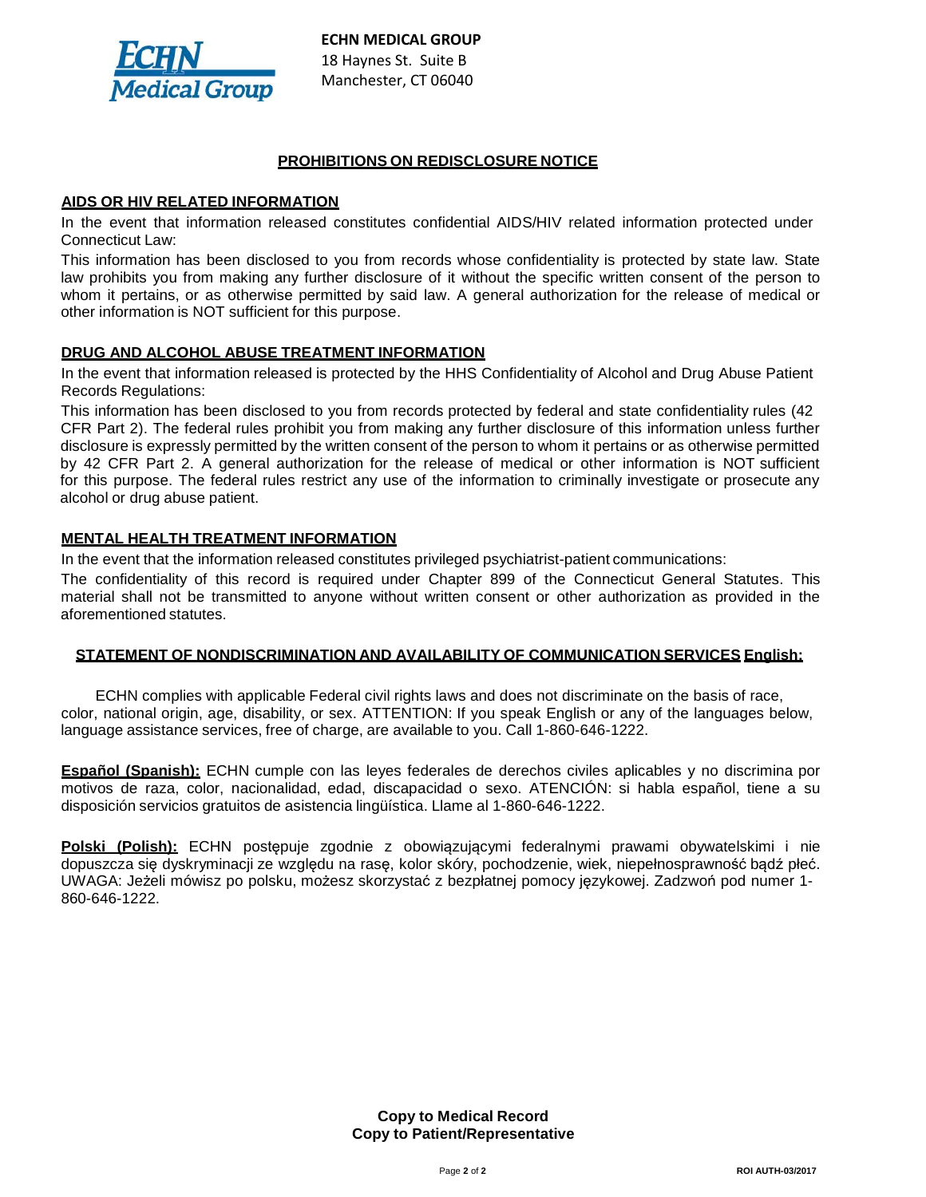**ECHN MEDICAL GROUP**
18 Haynes St. Suite B
Manchester, CT 06040

## PROHIBITIONS ON REDISCLOSURE NOTICE

### AIDS OR HIV RELATED INFORMATION

In the event that information released constitutes confidential AIDS/HIV related information protected under Connecticut Law:

This information has been disclosed to you from records whose confidentiality is protected by state law. State law prohibits you from making any further disclosure of it without the specific written consent of the person to whom it pertains, or as otherwise permitted by said law. A general authorization for the release of medical or other information is NOT sufficient for this purpose.

### DRUG AND ALCOHOL ABUSE TREATMENT INFORMATION

In the event that information released is protected by the HHS Confidentiality of Alcohol and Drug Abuse Patient Records Regulations:

This information has been disclosed to you from records protected by federal and state confidentiality rules (42 CFR Part 2). The federal rules prohibit you from making any further disclosure of this information unless further disclosure is expressly permitted by the written consent of the person to whom it pertains or as otherwise permitted by 42 CFR Part 2. A general authorization for the release of medical or other information is NOT sufficient for this purpose. The federal rules restrict any use of the information to criminally investigate or prosecute any alcohol or drug abuse patient.

### MENTAL HEALTH TREATMENT INFORMATION

In the event that the information released constitutes privileged psychiatrist-patient communications:

The confidentiality of this record is required under Chapter 899 of the Connecticut General Statutes. This material shall not be transmitted to anyone without written consent or other authorization as provided in the aforementioned statutes.

### STATEMENT OF NONDISCRIMINATION AND AVAILABILITY OF COMMUNICATION SERVICES English:

ECHN complies with applicable Federal civil rights laws and does not discriminate on the basis of race, color, national origin, age, disability, or sex. ATTENTION: If you speak English or any of the languages below, language assistance services, free of charge, are available to you. Call 1-860-646-1222.

**Español (Spanish):** ECHN cumple con las leyes federales de derechos civiles aplicables y no discrimina por motivos de raza, color, nacionalidad, edad, discapacidad o sexo. ATENCIÓN: si habla español, tiene a su disposición servicios gratuitos de asistencia lingüística. Llame al 1-860-646-1222.

**Polski (Polish):** ECHN postępuje zgodnie z obowiązującymi federalnymi prawami obywatelskimi i nie dopuszcza się dyskryminacji ze względu na rasę, kolor skóry, pochodzenie, wiek, niepełnosprawność bądź płeć. UWAGA: Jeżeli mówisz po polsku, możesz skorzystać z bezpłatnej pomocy językowej. Zadzwoń pod numer 1-860-646-1222.

**Copy to Medical Record**
**Copy to Patient/Representative**

ROI AUTH-03/2017